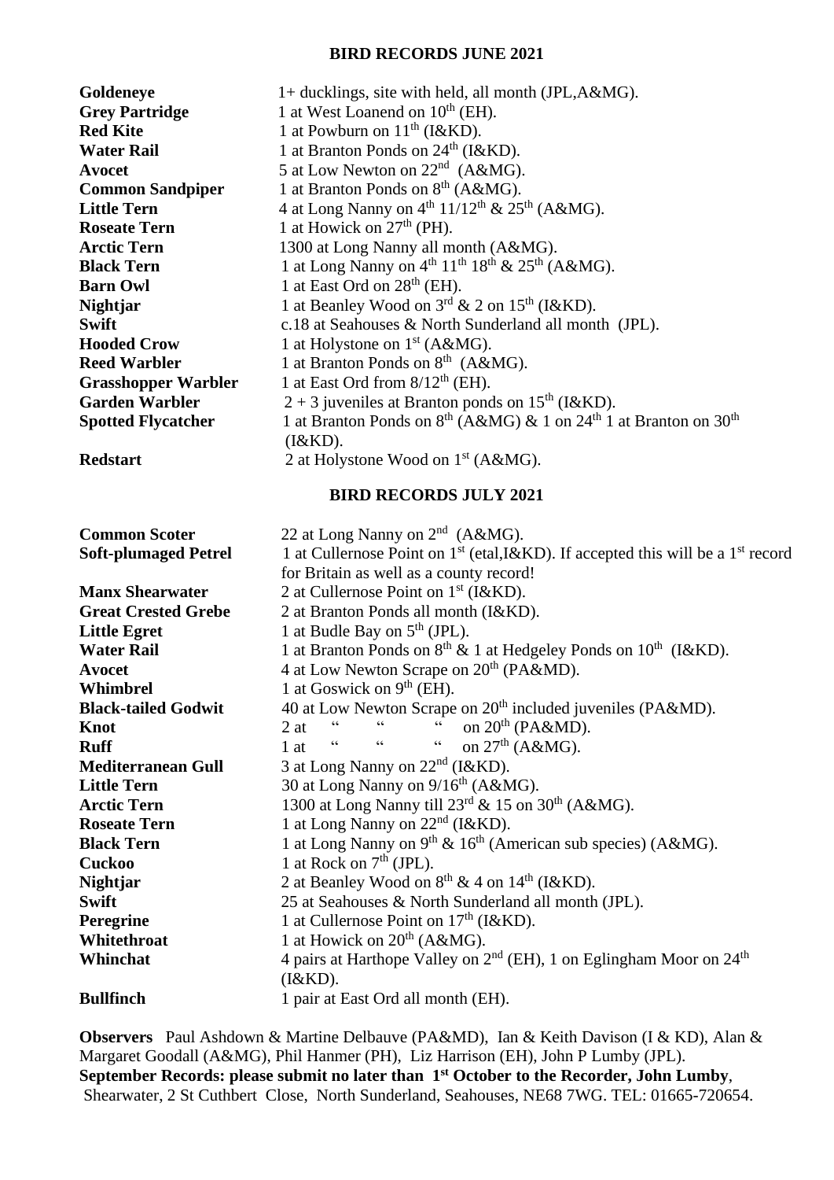## BIRD RECORDS JUNE 2021

| | |
|---|---|
| **Goldeneye** | 1+ ducklings, site with held, all month (JPL,A&MG). |
| **Grey Partridge** | 1 at West Loanend on 10th (EH). |
| **Red Kite** | 1 at Powburn on 11th (I&KD). |
| **Water Rail** | 1 at Branton Ponds on 24th (I&KD). |
| **Avocet** | 5 at Low Newton on 22nd (A&MG). |
| **Common Sandpiper** | 1 at Branton Ponds on 8th (A&MG). |
| **Little Tern** | 4 at Long Nanny on 4th 11/12th & 25th (A&MG). |
| **Roseate Tern** | 1 at Howick on 27th (PH). |
| **Arctic Tern** | 1300 at Long Nanny all month (A&MG). |
| **Black Tern** | 1 at Long Nanny on 4th 11th 18th & 25th (A&MG). |
| **Barn Owl** | 1 at East Ord on 28th (EH). |
| **Nightjar** | 1 at Beanley Wood on 3rd & 2 on 15th (I&KD). |
| **Swift** | c.18 at Seahouses & North Sunderland all month (JPL). |
| **Hooded Crow** | 1 at Holystone on 1st (A&MG). |
| **Reed Warbler** | 1 at Branton Ponds on 8th (A&MG). |
| **Grasshopper Warbler** | 1 at East Ord from 8/12th (EH). |
| **Garden Warbler** | 2 + 3 juveniles at Branton ponds on 15th (I&KD). |
| **Spotted Flycatcher** | 1 at Branton Ponds on 8th (A&MG) & 1 on 24th 1 at Branton on 30th (I&KD). |
| **Redstart** | 2 at Holystone Wood on 1st (A&MG). |

## BIRD RECORDS JULY 2021

| | |
|---|---|
| **Common Scoter** | 22 at Long Nanny on 2nd (A&MG). |
| **Soft-plumaged Petrel** | 1 at Cullernose Point on 1st (etal,I&KD). If accepted this will be a 1st record for Britain as well as a county record! |
| **Manx Shearwater** | 2 at Cullernose Point on 1st (I&KD). |
| **Great Crested Grebe** | 2 at Branton Ponds all month (I&KD). |
| **Little Egret** | 1 at Budle Bay on 5th (JPL). |
| **Water Rail** | 1 at Branton Ponds on 8th & 1 at Hedgeley Ponds on 10th (I&KD). |
| **Avocet** | 4 at Low Newton Scrape on 20th (PA&MD). |
| **Whimbrel** | 1 at Goswick on 9th (EH). |
| **Black-tailed Godwit** | 40 at Low Newton Scrape on 20th included juveniles (PA&MD). |
| **Knot** | 2 at " " " on 20th (PA&MD). |
| **Ruff** | 1 at " " " on 27th (A&MG). |
| **Mediterranean Gull** | 3 at Long Nanny on 22nd (I&KD). |
| **Little Tern** | 30 at Long Nanny on 9/16th (A&MG). |
| **Arctic Tern** | 1300 at Long Nanny till 23rd & 15 on 30th (A&MG). |
| **Roseate Tern** | 1 at Long Nanny on 22nd (I&KD). |
| **Black Tern** | 1 at Long Nanny on 9th & 16th (American sub species) (A&MG). |
| **Cuckoo** | 1 at Rock on 7th (JPL). |
| **Nightjar** | 2 at Beanley Wood on 8th & 4 on 14th (I&KD). |
| **Swift** | 25 at Seahouses & North Sunderland all month (JPL). |
| **Peregrine** | 1 at Cullernose Point on 17th (I&KD). |
| **Whitethroat** | 1 at Howick on 20th (A&MG). |
| **Whinchat** | 4 pairs at Harthope Valley on 2nd (EH), 1 on Eglingham Moor on 24th (I&KD). |
| **Bullfinch** | 1 pair at East Ord all month (EH). |

**Observers** Paul Ashdown & Martine Delbauve (PA&MD), Ian & Keith Davison (I & KD), Alan & Margaret Goodall (A&MG), Phil Hanmer (PH), Liz Harrison (EH), John P Lumby (JPL).

**September Records: please submit no later than 1st October to the Recorder, John Lumby**, Shearwater, 2 St Cuthbert Close, North Sunderland, Seahouses, NE68 7WG. TEL: 01665-720654.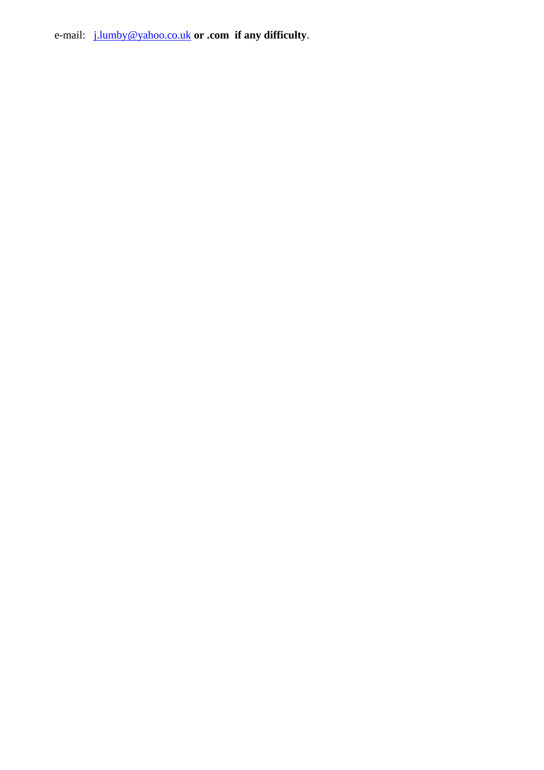e-mail: [j.lumby@yahoo.co.uk](mailto:j.lumby@yahoo.co.uk) **or .com if any difficulty**.